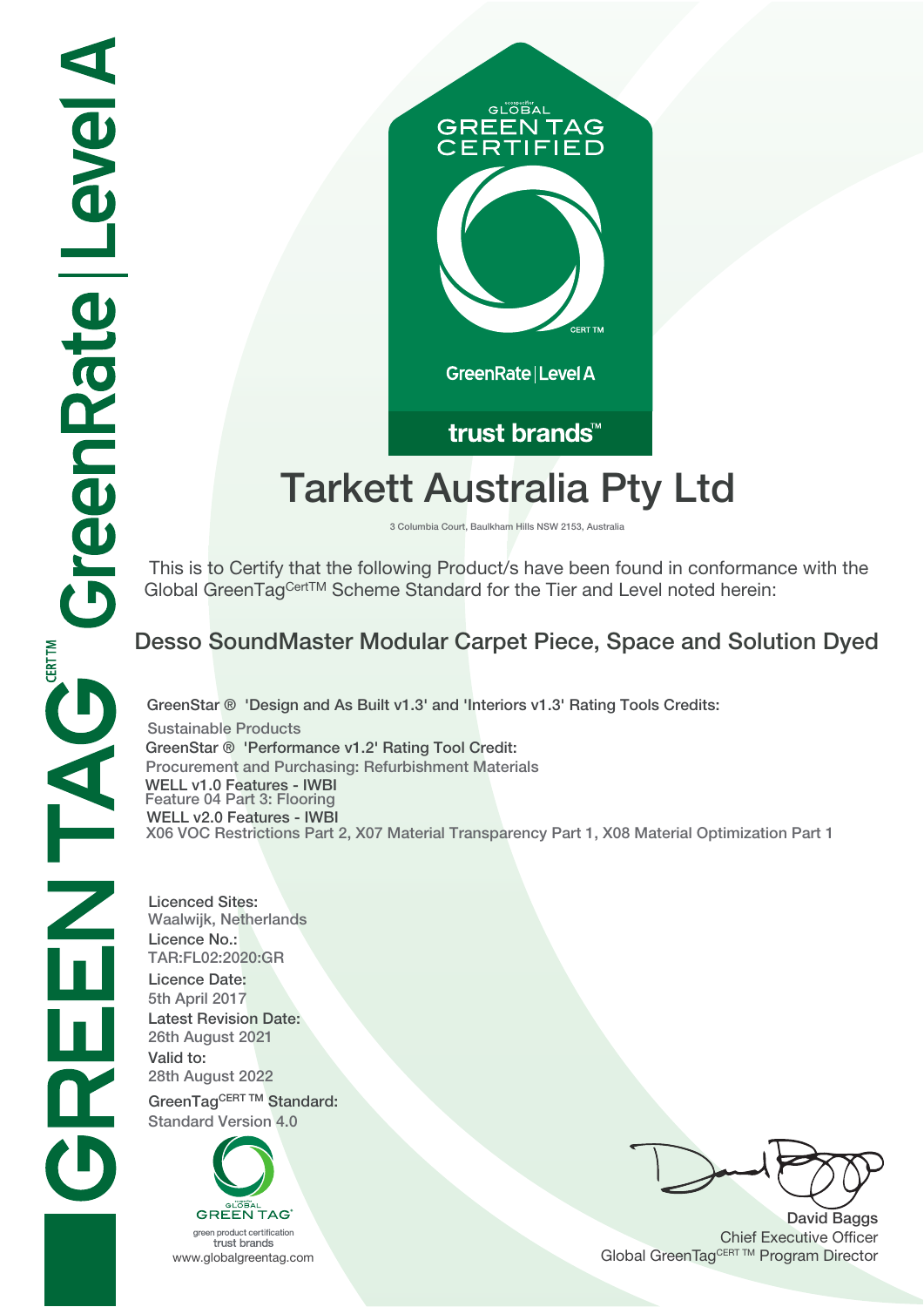GREENTAG CERT TM GreenRate | Level A

GLOBAL GREEN TAG CERTIFIED

CERT TM

GreenRate | Level A

trust brands™

# Tarkett Australia Pty Ltd

3 Columbia Court, Baulkham Hills NSW 2153, Australia

This is to Certify that the following Product/s have been found in conformance with the Global GreenTag$^{CertTM}$ Scheme Standard for the Tier and Level noted herein:

## Desso SoundMaster Modular Carpet Piece, Space and Solution Dyed

**GreenStar ® 'Design and As Built v1.3' and 'Interiors v1.3' Rating Tools Credits:**
Sustainable Products
**GreenStar ® 'Performance v1.2' Rating Tool Credit:**
Procurement and Purchasing: Refurbishment Materials
**WELL v1.0 Features - IWBI**
Feature 04 Part 3: Flooring
**WELL v2.0 Features - IWBI**
X06 VOC Restrictions Part 2, X07 Material Transparency Part 1, X08 Material Optimization Part 1

**Licenced Sites:**
Waalwijk, Netherlands
**Licence No.:**
TAR:FL02:2020:GR
**Licence Date:**
5th April 2017
**Latest Revision Date:**
26th August 2021
**Valid to:**
28th August 2022
**GreenTag$^{CERT TM}$ Standard:**
Standard Version 4.0

GLOBAL GREEN TAG
green product certification
trust brands
www.globalgreentag.com

**David Baggs**
Chief Executive Officer
Global GreenTag$^{CERT TM}$ Program Director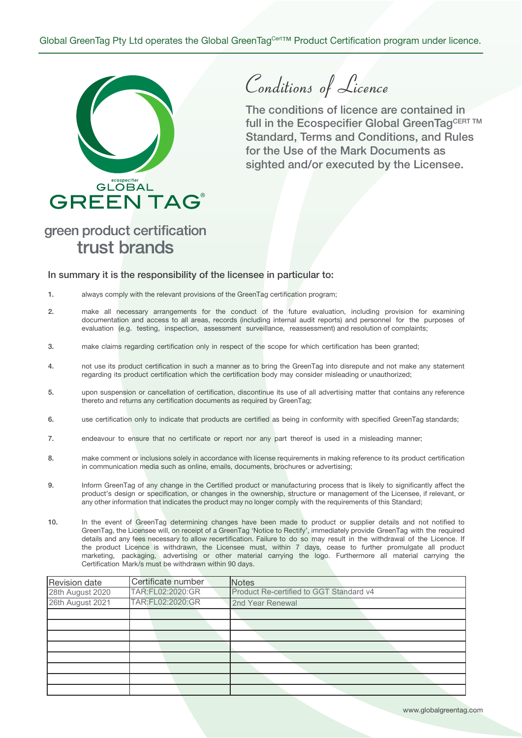Global GreenTag Pty Ltd operates the Global GreenTag[Cert]™ Product Certification program under licence.

ecospecifier GLOBAL GREEN TAG®

green product certification
trust brands

# Conditions of Licence

**The conditions of licence are contained in full in the Ecospecifier Global GreenTag[CERT TM] Standard, Terms and Conditions, and Rules for the Use of the Mark Documents as sighted and/or executed by the Licensee.**

### In summary it is the responsibility of the licensee in particular to:

1. always comply with the relevant provisions of the GreenTag certification program;
2. make all necessary arrangements for the conduct of the future evaluation, including provision for examining documentation and access to all areas, records (including internal audit reports) and personnel for the purposes of evaluation (e.g. testing, inspection, assessment surveillance, reassessment) and resolution of complaints;
3. make claims regarding certification only in respect of the scope for which certification has been granted;
4. not use its product certification in such a manner as to bring the GreenTag into disrepute and not make any statement regarding its product certification which the certification body may consider misleading or unauthorized;
5. upon suspension or cancellation of certification, discontinue its use of all advertising matter that contains any reference thereto and returns any certification documents as required by GreenTag;
6. use certification only to indicate that products are certified as being in conformity with specified GreenTag standards;
7. endeavour to ensure that no certificate or report nor any part thereof is used in a misleading manner;
8. make comment or inclusions solely in accordance with license requirements in making reference to its product certification in communication media such as online, emails, documents, brochures or advertising;
9. Inform GreenTag of any change in the Certified product or manufacturing process that is likely to significantly affect the product's design or specification, or changes in the ownership, structure or management of the Licensee, if relevant, or any other information that indicates the product may no longer comply with the requirements of this Standard;
10. In the event of GreenTag determining changes have been made to product or supplier details and not notified to GreenTag, the Licensee will, on receipt of a GreenTag 'Notice to Rectify', immediately provide GreenTag with the required details and any fees necessary to allow recertification. Failure to do so may result in the withdrawal of the Licence. If the product Licence is withdrawn, the Licensee must, within 7 days, cease to further promulgate all product marketing, packaging, advertising or other material carrying the logo. Furthermore all material carrying the Certification Mark/s must be withdrawn within 90 days.

| Revision date | Certificate number | Notes |
|---|---|---|
| 28th August 2020 | TAR:FL02:2020:GR | Product Re-certified to GGT Standard v4 |
| 26th August 2021 | TAR:FL02:2020:GR | 2nd Year Renewal |
| | | |
| | | |
| | | |
| | | |
| | | |
| | | |
| | | |
| | | |

www.globalgreentag.com